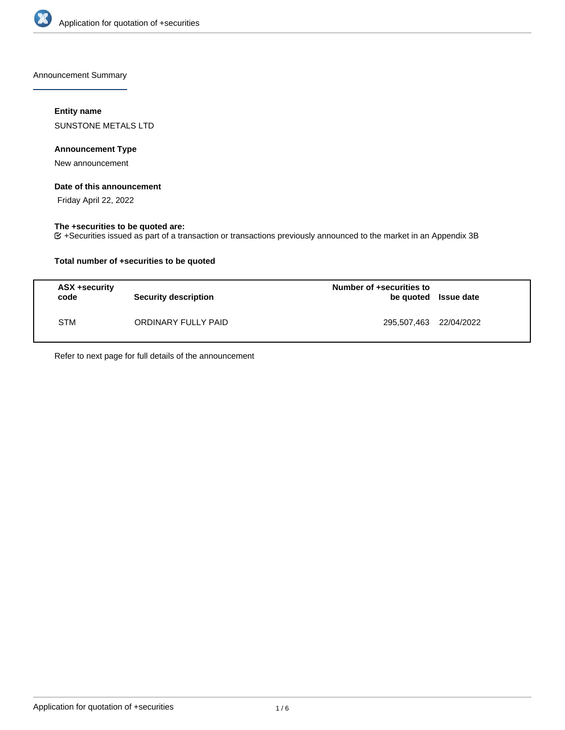Announcement Summary

**Entity name**

SUNSTONE METALS LTD

**Announcement Type**

New announcement

**Date of this announcement**

Friday April 22, 2022

**The +securities to be quoted are:**

+Securities issued as part of a transaction or transactions previously announced to the market in an Appendix 3B

**Total number of +securities to be quoted**

| ASX +security code | Security description | Number of +securities to be quoted | Issue date |
|---|---|---|---|
| STM | ORDINARY FULLY PAID | 295,507,463 | 22/04/2022 |

Refer to next page for full details of the announcement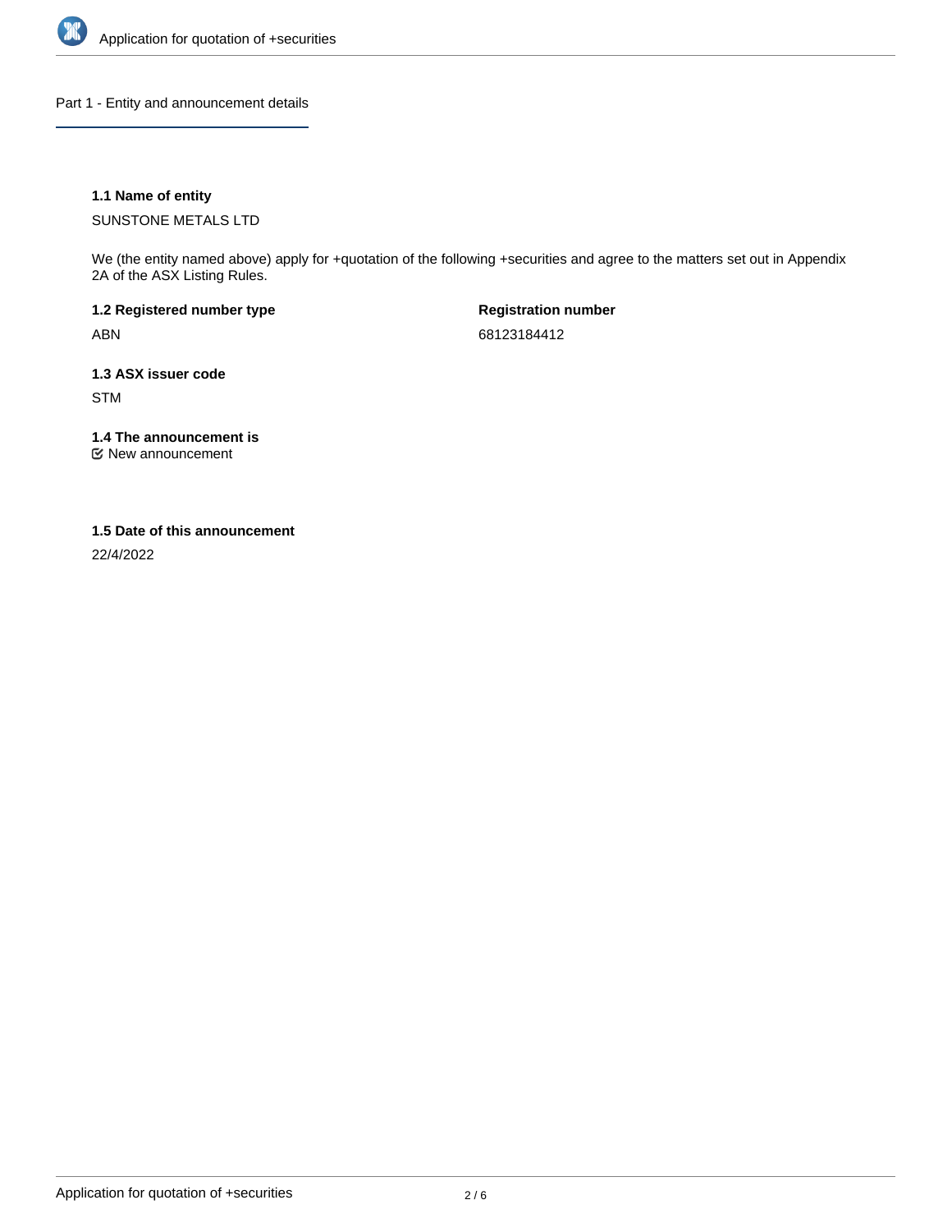## Part 1 - Entity and announcement details

**1.1 Name of entity**

SUNSTONE METALS LTD

We (the entity named above) apply for +quotation of the following +securities and agree to the matters set out in Appendix 2A of the ASX Listing Rules.

**1.2 Registered number type**

ABN

**Registration number**

68123184412

**1.3 ASX issuer code**

STM

**1.4 The announcement is**

☑ New announcement

**1.5 Date of this announcement**

22/4/2022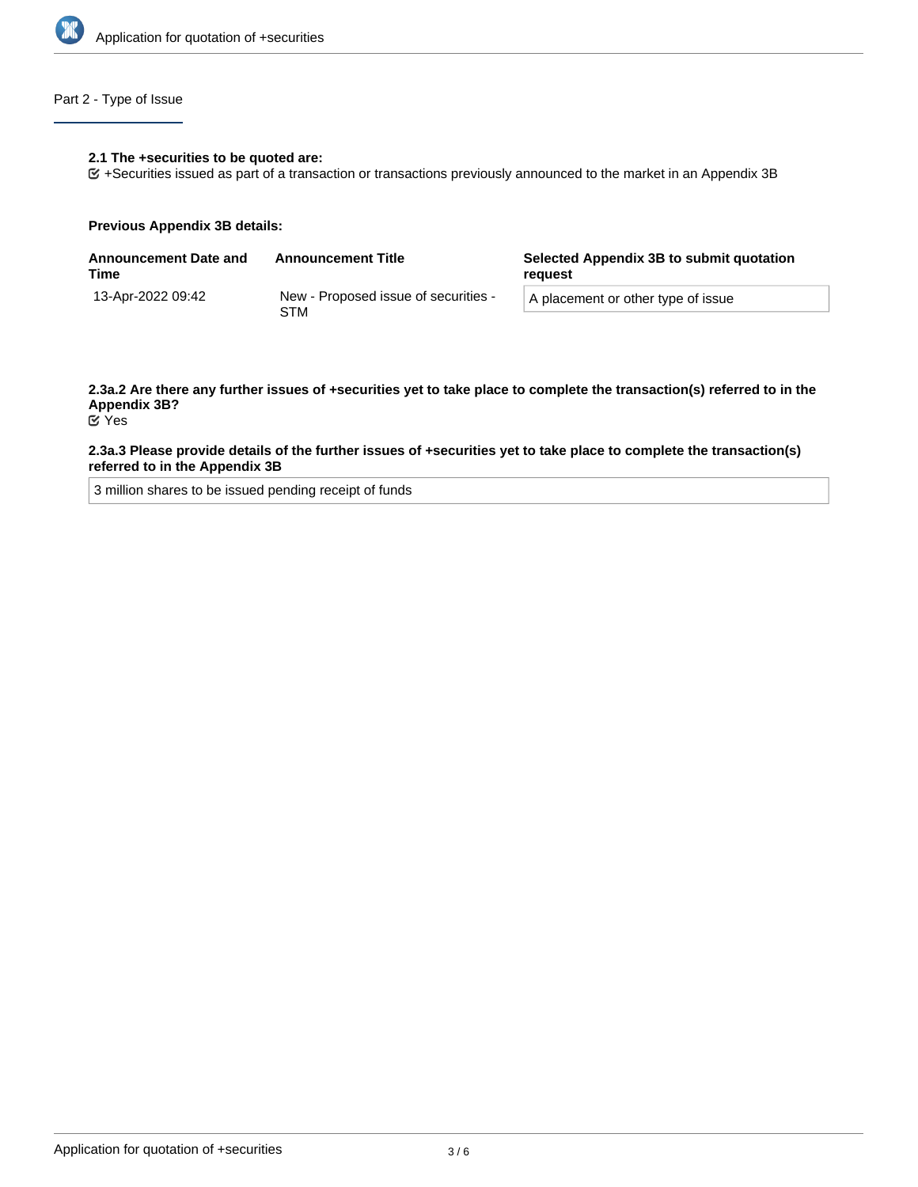## Part 2 - Type of Issue

**2.1 The +securities to be quoted are:**

☑ +Securities issued as part of a transaction or transactions previously announced to the market in an Appendix 3B

**Previous Appendix 3B details:**

| Announcement Date and Time | Announcement Title | Selected Appendix 3B to submit quotation request |
|---|---|---|
| 13-Apr-2022 09:42 | New - Proposed issue of securities - STM | A placement or other type of issue |

**2.3a.2 Are there any further issues of +securities yet to take place to complete the transaction(s) referred to in the Appendix 3B?**

☑ Yes

**2.3a.3 Please provide details of the further issues of +securities yet to take place to complete the transaction(s) referred to in the Appendix 3B**

3 million shares to be issued pending receipt of funds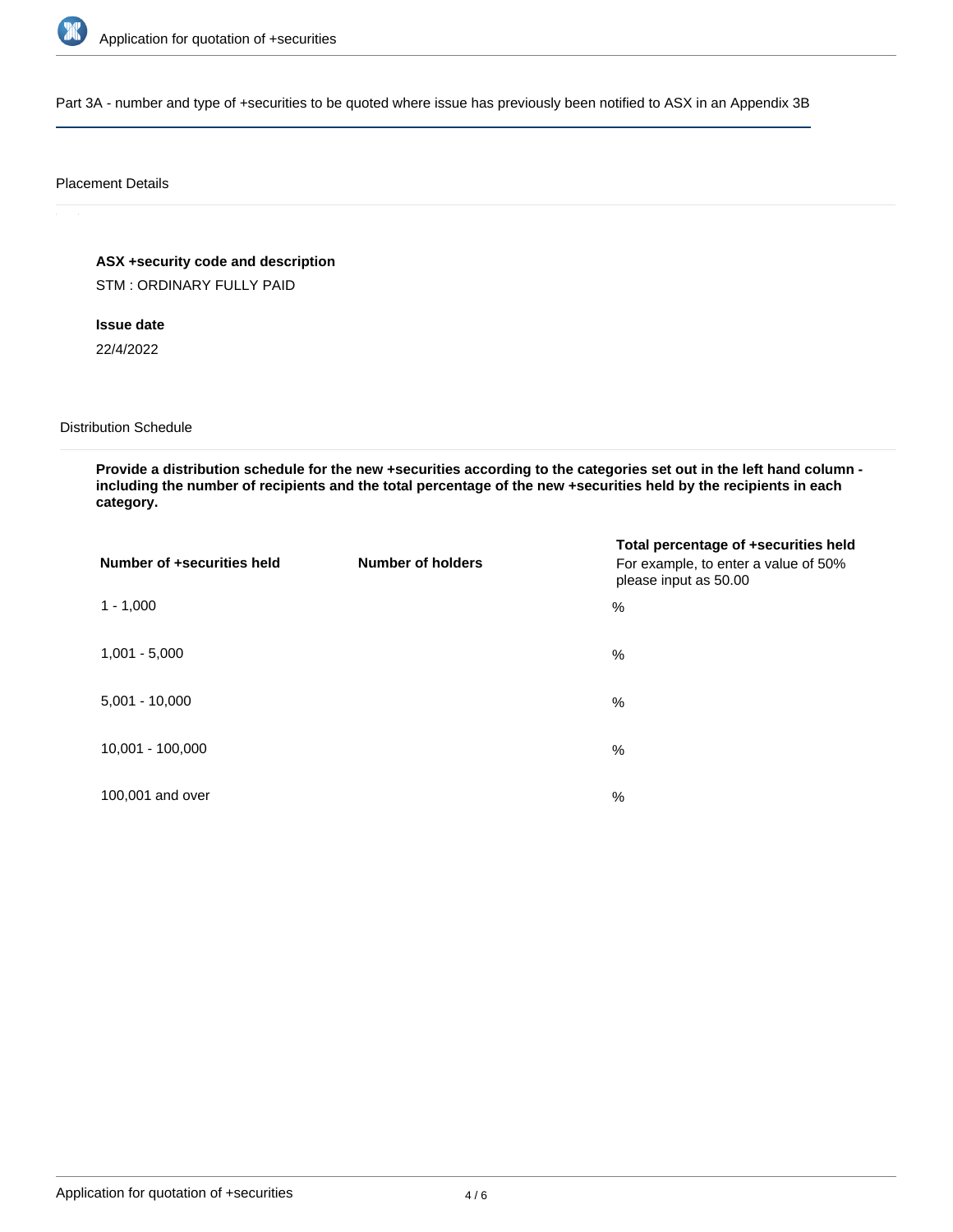Part 3A - number and type of +securities to be quoted where issue has previously been notified to ASX in an Appendix 3B

Placement Details

**ASX +security code and description**

STM : ORDINARY FULLY PAID

**Issue date**

22/4/2022

Distribution Schedule

**Provide a distribution schedule for the new +securities according to the categories set out in the left hand column - including the number of recipients and the total percentage of the new +securities held by the recipients in each category.**

| Number of +securities held | Number of holders | Total percentage of +securities held For example, to enter a value of 50% please input as 50.00 |
| --- | --- | --- |
| 1 - 1,000 | | % |
| 1,001 - 5,000 | | % |
| 5,001 - 10,000 | | % |
| 10,001 - 100,000 | | % |
| 100,001 and over | | % |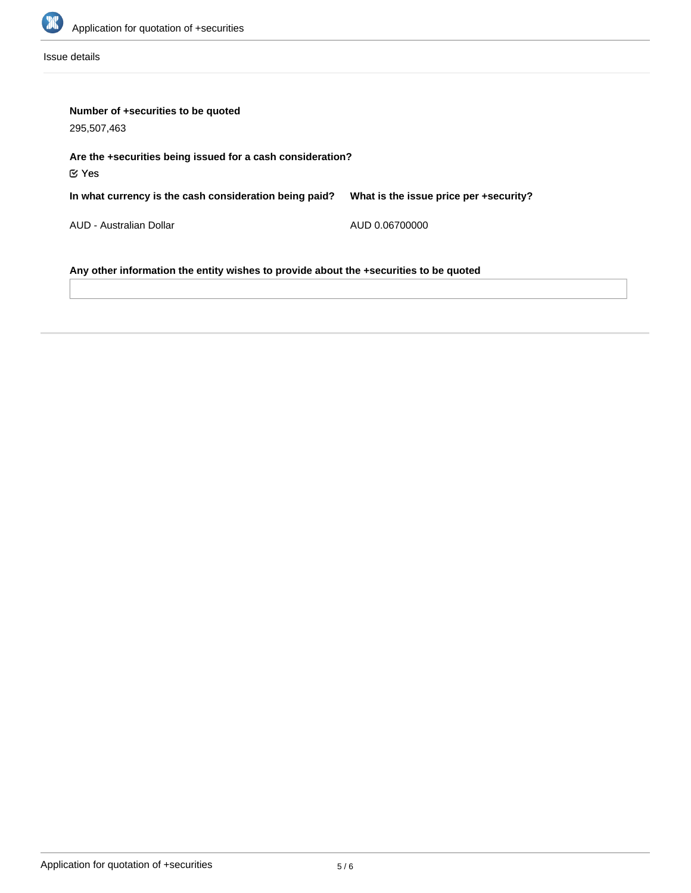Issue details

**Number of +securities to be quoted**

295,507,463

**Are the +securities being issued for a cash consideration?**

☑ Yes

| In what currency is the cash consideration being paid? | What is the issue price per +security? |
| --- | --- |
| AUD - Australian Dollar | AUD 0.06700000 |

**Any other information the entity wishes to provide about the +securities to be quoted**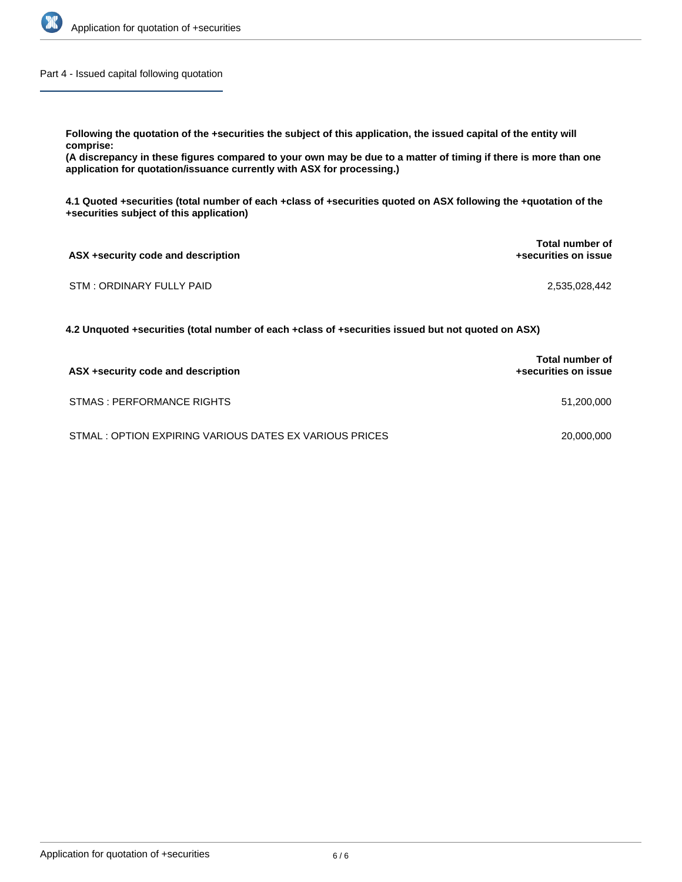## Part 4 - Issued capital following quotation

**Following the quotation of the +securities the subject of this application, the issued capital of the entity will comprise:**
**(A discrepancy in these figures compared to your own may be due to a matter of timing if there is more than one application for quotation/issuance currently with ASX for processing.)**

**4.1 Quoted +securities (total number of each +class of +securities quoted on ASX following the +quotation of the +securities subject of this application)**

| ASX +security code and description | Total number of +securities on issue |
|---|---|
| STM : ORDINARY FULLY PAID | 2,535,028,442 |

**4.2 Unquoted +securities (total number of each +class of +securities issued but not quoted on ASX)**

| ASX +security code and description | Total number of +securities on issue |
|---|---|
| STMAS : PERFORMANCE RIGHTS | 51,200,000 |
| STMAL : OPTION EXPIRING VARIOUS DATES EX VARIOUS PRICES | 20,000,000 |